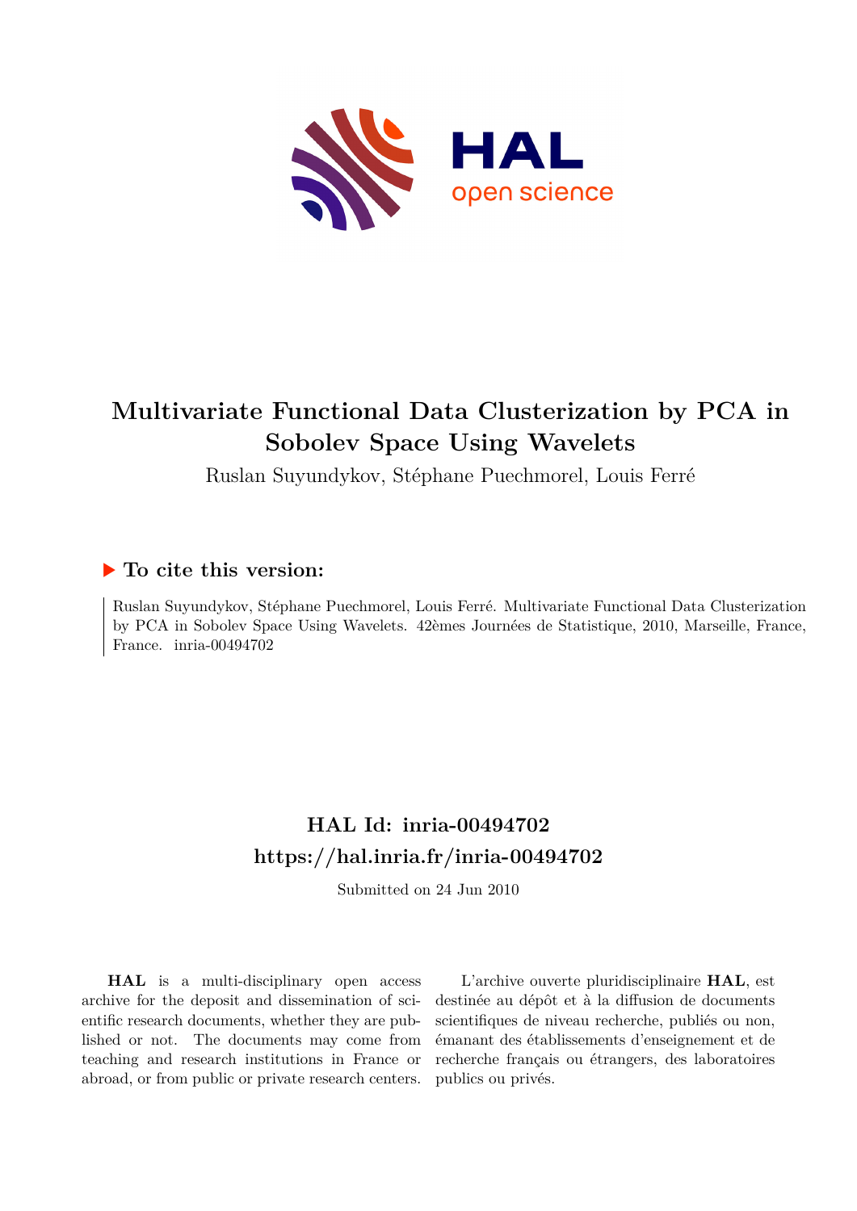# Multivariate Functional Data Clusterization by PCA in Sobolev Space Using Wavelets

Ruslan Suyundykov, Stéphane Puechmorel, Louis Ferré

## To cite this version:

Ruslan Suyundykov, Stéphane Puechmorel, Louis Ferré. Multivariate Functional Data Clusterization by PCA in Sobolev Space Using Wavelets. 42èmes Journées de Statistique, 2010, Marseille, France, France. inria-00494702

## HAL Id: inria-00494702
## https://hal.inria.fr/inria-00494702

Submitted on 24 Jun 2010

**HAL** is a multi-disciplinary open access archive for the deposit and dissemination of scientific research documents, whether they are published or not. The documents may come from teaching and research institutions in France or abroad, or from public or private research centers.

L'archive ouverte pluridisciplinaire **HAL**, est destinée au dépôt et à la diffusion de documents scientifiques de niveau recherche, publiés ou non, émanant des établissements d'enseignement et de recherche français ou étrangers, des laboratoires publics ou privés.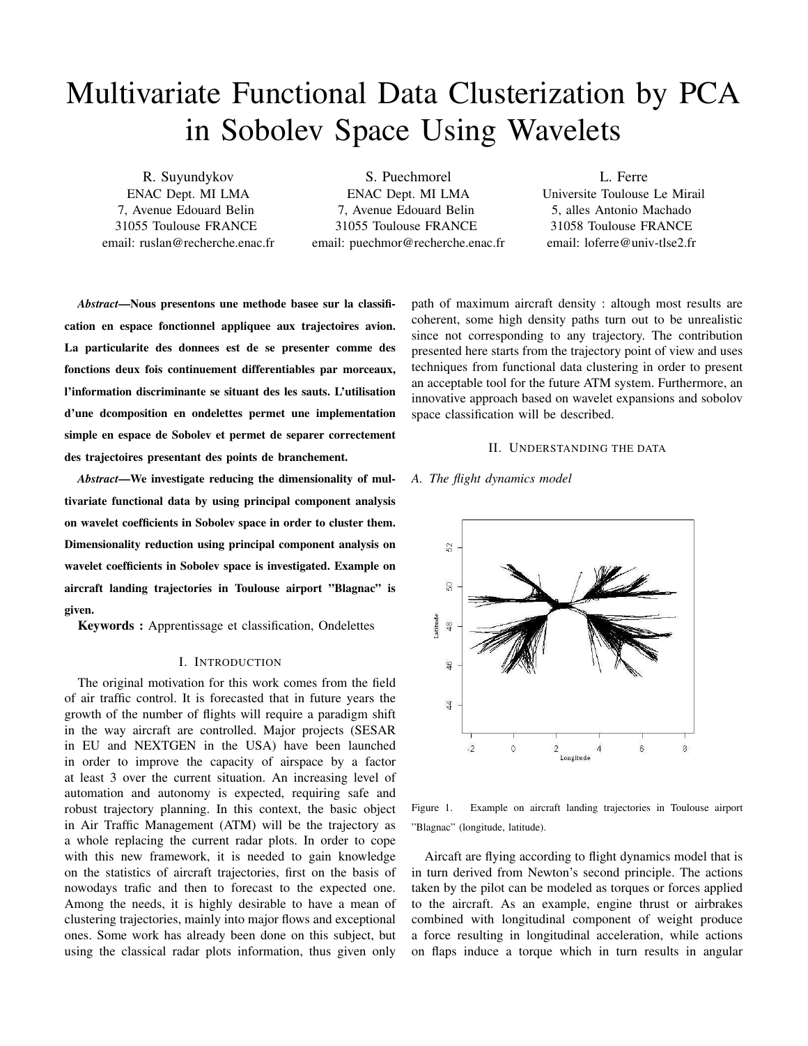# Multivariate Functional Data Clusterization by PCA in Sobolev Space Using Wavelets

R. Suyundykov
ENAC Dept. MI LMA
7, Avenue Edouard Belin
31055 Toulouse FRANCE
email: ruslan@recherche.enac.fr

S. Puechmorel
ENAC Dept. MI LMA
7, Avenue Edouard Belin
31055 Toulouse FRANCE
email: puechmor@recherche.enac.fr

L. Ferre
Universite Toulouse Le Mirail
5, alles Antonio Machado
31058 Toulouse FRANCE
email: loferre@univ-tlse2.fr

***Abstract*—Nous presentons une methode basee sur la classification en espace fonctionnel appliquee aux trajectoires avion. La particularite des donnees est de se presenter comme des fonctions deux fois continuement differentiables par morceaux, l'information discriminante se situant des les sauts. L'utilisation d'une dcomposition en ondelettes permet une implementation simple en espace de Sobolev et permet de separer correctement des trajectoires presentant des points de branchement.**

***Abstract*—We investigate reducing the dimensionality of multivariate functional data by using principal component analysis on wavelet coefficients in Sobolev space in order to cluster them. Dimensionality reduction using principal component analysis on wavelet coefficients in Sobolev space is investigated. Example on aircraft landing trajectories in Toulouse airport "Blagnac" is given.**

**Keywords :** Apprentissage et classification, Ondelettes

## I. Introduction

The original motivation for this work comes from the field of air traffic control. It is forecasted that in future years the growth of the number of flights will require a paradigm shift in the way aircraft are controlled. Major projects (SESAR in EU and NEXTGEN in the USA) have been launched in order to improve the capacity of airspace by a factor at least 3 over the current situation. An increasing level of automation and autonomy is expected, requiring safe and robust trajectory planning. In this context, the basic object in Air Traffic Management (ATM) will be the trajectory as a whole replacing the current radar plots. In order to cope with this new framework, it is needed to gain knowledge on the statistics of aircraft trajectories, first on the basis of nowodays trafic and then to forecast to the expected one. Among the needs, it is highly desirable to have a mean of clustering trajectories, mainly into major flows and exceptional ones. Some work has already been done on this subject, but using the classical radar plots information, thus given only path of maximum aircraft density : altough most results are coherent, some high density paths turn out to be unrealistic since not corresponding to any trajectory. The contribution presented here starts from the trajectory point of view and uses techniques from functional data clustering in order to present an acceptable tool for the future ATM system. Furthermore, an innovative approach based on wavelet expansions and sobolov space classification will be described.

## II. Understanding the data

### A. The flight dynamics model

Figure 1. Example on aircraft landing trajectories in Toulouse airport "Blagnac" (longitude, latitude).

Aircaft are flying according to flight dynamics model that is in turn derived from Newton's second principle. The actions taken by the pilot can be modeled as torques or forces applied to the aircraft. As an example, engine thrust or airbrakes combined with longitudinal component of weight produce a force resulting in longitudinal acceleration, while actions on flaps induce a torque which in turn results in angular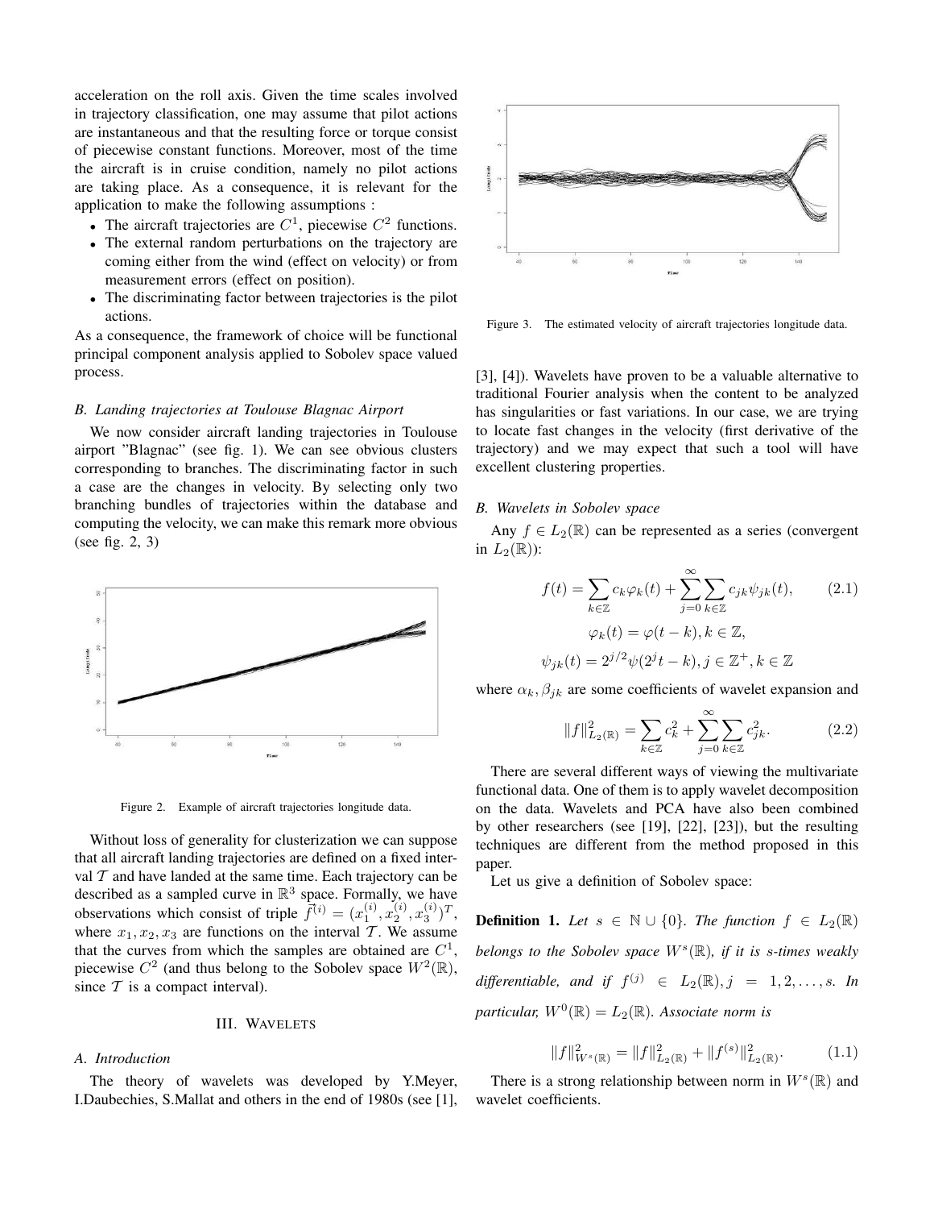acceleration on the roll axis. Given the time scales involved in trajectory classification, one may assume that pilot actions are instantaneous and that the resulting force or torque consist of piecewise constant functions. Moreover, most of the time the aircraft is in cruise condition, namely no pilot actions are taking place. As a consequence, it is relevant for the application to make the following assumptions :

- The aircraft trajectories are $C^1$, piecewise $C^2$ functions.
- The external random perturbations on the trajectory are coming either from the wind (effect on velocity) or from measurement errors (effect on position).
- The discriminating factor between trajectories is the pilot actions.

As a consequence, the framework of choice will be functional principal component analysis applied to Sobolev space valued process.

### B. Landing trajectories at Toulouse Blagnac Airport

We now consider aircraft landing trajectories in Toulouse airport "Blagnac" (see fig. 1). We can see obvious clusters corresponding to branches. The discriminating factor in such a case are the changes in velocity. By selecting only two branching bundles of trajectories within the database and computing the velocity, we can make this remark more obvious (see fig. 2, 3)

Figure 2. Example of aircraft trajectories longitude data.

Without loss of generality for clusterization we can suppose that all aircraft landing trajectories are defined on a fixed interval $\mathcal{T}$ and have landed at the same time. Each trajectory can be described as a sampled curve in $\mathbb{R}^3$ space. Formally, we have observations which consist of triple $\vec{f}^{(i)} = (x_1^{(i)}, x_2^{(i)}, x_3^{(i)})^T$, where $x_1, x_2, x_3$ are functions on the interval $\mathcal{T}$. We assume that the curves from which the samples are obtained are $C^1$, piecewise $C^2$ (and thus belong to the Sobolev space $W^2(\mathbb{R})$, since $\mathcal{T}$ is a compact interval).

## III. Wavelets

### A. Introduction

The theory of wavelets was developed by Y.Meyer, I.Daubechies, S.Mallat and others in the end of 1980s (see [1], [3], [4]). Wavelets have proven to be a valuable alternative to traditional Fourier analysis when the content to be analyzed has singularities or fast variations. In our case, we are trying to locate fast changes in the velocity (first derivative of the trajectory) and we may expect that such a tool will have excellent clustering properties.

Figure 3. The estimated velocity of aircraft trajectories longitude data.

### B. Wavelets in Sobolev space

Any $f \in L_2(\mathbb{R})$ can be represented as a series (convergent in $L_2(\mathbb{R})$):

$$f(t) = \sum_{k\in\mathbb{Z}} c_k \varphi_k(t) + \sum_{j=0}^{\infty}\sum_{k\in\mathbb{Z}} c_{jk}\psi_{jk}(t), \qquad (2.1)$$

$$\varphi_k(t) = \varphi(t-k), k \in \mathbb{Z},$$

$$\psi_{jk}(t) = 2^{j/2}\psi(2^j t - k), j \in \mathbb{Z}^+, k \in \mathbb{Z}$$

where $\alpha_k, \beta_{jk}$ are some coefficients of wavelet expansion and

$$\|f\|^2_{L_2(\mathbb{R})} = \sum_{k\in\mathbb{Z}} c_k^2 + \sum_{j=0}^{\infty}\sum_{k\in\mathbb{Z}} c_{jk}^2. \qquad (2.2)$$

There are several different ways of viewing the multivariate functional data. One of them is to apply wavelet decomposition on the data. Wavelets and PCA have also been combined by other researchers (see [19], [22], [23]), but the resulting techniques are different from the method proposed in this paper.

Let us give a definition of Sobolev space:

**Definition 1.** *Let $s \in \mathbb{N} \cup \{0\}$. The function $f \in L_2(\mathbb{R})$ belongs to the Sobolev space $W^s(\mathbb{R})$, if it is s-times weakly differentiable, and if $f^{(j)} \in L_2(\mathbb{R}), j = 1, 2, \ldots, s$. In particular, $W^0(\mathbb{R}) = L_2(\mathbb{R})$. Associate norm is*

$$\|f\|^2_{W^s(\mathbb{R})} = \|f\|^2_{L_2(\mathbb{R})} + \|f^{(s)}\|^2_{L_2(\mathbb{R})}. \qquad (1.1)$$

There is a strong relationship between norm in $W^s(\mathbb{R})$ and wavelet coefficients.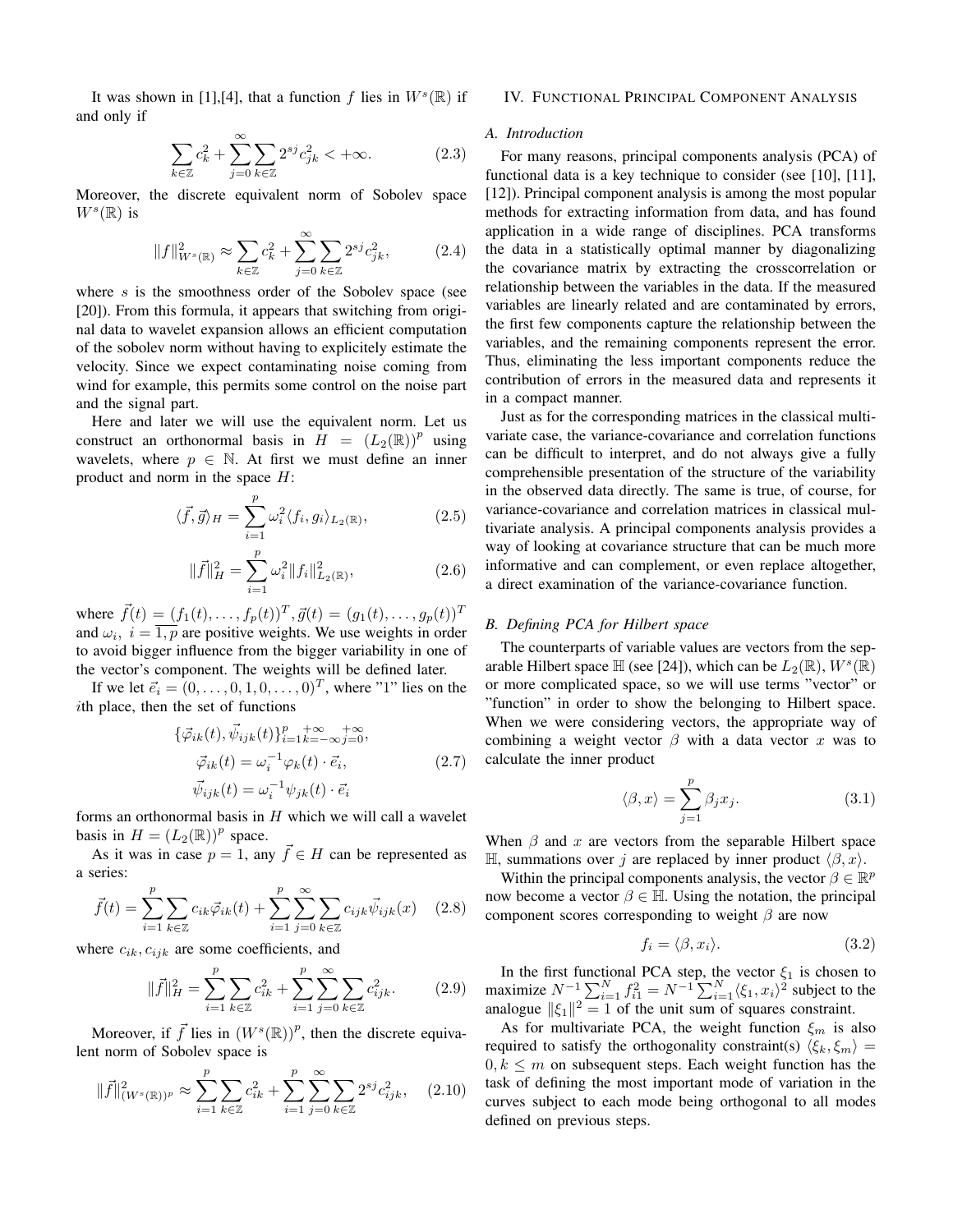It was shown in [1],[4], that a function $f$ lies in $W^s(\mathbb{R})$ if and only if

$$\sum_{k\in\mathbb{Z}} c_k^2 + \sum_{j=0}^{\infty}\sum_{k\in\mathbb{Z}} 2^{sj} c_{jk}^2 < +\infty. \tag{2.3}$$

Moreover, the discrete equivalent norm of Sobolev space $W^s(\mathbb{R})$ is

$$\|f\|^2_{W^s(\mathbb{R})} \approx \sum_{k\in\mathbb{Z}} c_k^2 + \sum_{j=0}^{\infty}\sum_{k\in\mathbb{Z}} 2^{sj} c_{jk}^2, \tag{2.4}$$

where $s$ is the smoothness order of the Sobolev space (see [20]). From this formula, it appears that switching from original data to wavelet expansion allows an efficient computation of the sobolev norm without having to explicitely estimate the velocity. Since we expect contaminating noise coming from wind for example, this permits some control on the noise part and the signal part.

Here and later we will use the equivalent norm. Let us construct an orthonormal basis in $H = (L_2(\mathbb{R}))^p$ using wavelets, where $p \in \mathbb{N}$. At first we must define an inner product and norm in the space $H$:

$$\langle \vec{f}, \vec{g} \rangle_H = \sum_{i=1}^{p} \omega_i^2 \langle f_i, g_i \rangle_{L_2(\mathbb{R})}, \tag{2.5}$$

$$\|\vec{f}\|^2_H = \sum_{i=1}^{p} \omega_i^2 \|f_i\|^2_{L_2(\mathbb{R})}, \tag{2.6}$$

where $\vec{f}(t) = (f_1(t), \ldots, f_p(t))^T, \vec{g}(t) = (g_1(t), \ldots, g_p(t))^T$ and $\omega_i,\ i = \overline{1,p}$ are positive weights. We use weights in order to avoid bigger influence from the bigger variability in one of the vector's component. The weights will be defined later.

If we let $\vec{e}_i = (0, \ldots, 0, 1, 0, \ldots, 0)^T$, where "1" lies on the $i$th place, then the set of functions

$$\begin{aligned} &\{\vec{\varphi}_{ik}(t), \vec{\psi}_{ijk}(t)\}_{i=1}^{p}{}_{k=-\infty}^{+\infty}{}_{j=0}^{+\infty}, \\ &\vec{\varphi}_{ik}(t) = \omega_i^{-1} \varphi_k(t) \cdot \vec{e}_i, \\ &\vec{\psi}_{ijk}(t) = \omega_i^{-1} \psi_{jk}(t) \cdot \vec{e}_i \end{aligned} \tag{2.7}$$

forms an orthonormal basis in $H$ which we will call a wavelet basis in $H = (L_2(\mathbb{R}))^p$ space.

As it was in case $p = 1$, any $\vec{f} \in H$ can be represented as a series:

$$\vec{f}(t) = \sum_{i=1}^{p}\sum_{k\in\mathbb{Z}} c_{ik}\vec{\varphi}_{ik}(t) + \sum_{i=1}^{p}\sum_{j=0}^{\infty}\sum_{k\in\mathbb{Z}} c_{ijk}\vec{\psi}_{ijk}(x) \tag{2.8}$$

where $c_{ik}, c_{ijk}$ are some coefficients, and

$$\|\vec{f}\|^2_H = \sum_{i=1}^{p}\sum_{k\in\mathbb{Z}} c_{ik}^2 + \sum_{i=1}^{p}\sum_{j=0}^{\infty}\sum_{k\in\mathbb{Z}} c_{ijk}^2. \tag{2.9}$$

Moreover, if $\vec{f}$ lies in $(W^s(\mathbb{R}))^p$, then the discrete equivalent norm of Sobolev space is

$$\|\vec{f}\|^2_{(W^s(\mathbb{R}))^p} \approx \sum_{i=1}^{p}\sum_{k\in\mathbb{Z}} c_{ik}^2 + \sum_{i=1}^{p}\sum_{j=0}^{\infty}\sum_{k\in\mathbb{Z}} 2^{sj} c_{ijk}^2, \tag{2.10}$$

## IV. Functional Principal Component Analysis

### A. Introduction

For many reasons, principal components analysis (PCA) of functional data is a key technique to consider (see [10], [11], [12]). Principal component analysis is among the most popular methods for extracting information from data, and has found application in a wide range of disciplines. PCA transforms the data in a statistically optimal manner by diagonalizing the covariance matrix by extracting the crosscorrelation or relationship between the variables in the data. If the measured variables are linearly related and are contaminated by errors, the first few components capture the relationship between the variables, and the remaining components represent the error. Thus, eliminating the less important components reduce the contribution of errors in the measured data and represents it in a compact manner.

Just as for the corresponding matrices in the classical multivariate case, the variance-covariance and correlation functions can be difficult to interpret, and do not always give a fully comprehensible presentation of the structure of the variability in the observed data directly. The same is true, of course, for variance-covariance and correlation matrices in classical multivariate analysis. A principal components analysis provides a way of looking at covariance structure that can be much more informative and can complement, or even replace altogether, a direct examination of the variance-covariance function.

### B. Defining PCA for Hilbert space

The counterparts of variable values are vectors from the separable Hilbert space $\mathbb{H}$ (see [24]), which can be $L_2(\mathbb{R})$, $W^s(\mathbb{R})$ or more complicated space, so we will use terms "vector" or "function" in order to show the belonging to Hilbert space. When we were considering vectors, the appropriate way of combining a weight vector $\beta$ with a data vector $x$ was to calculate the inner product

$$\langle \beta, x \rangle = \sum_{j=1}^{p} \beta_j x_j. \tag{3.1}$$

When $\beta$ and $x$ are vectors from the separable Hilbert space $\mathbb{H}$, summations over $j$ are replaced by inner product $\langle \beta, x \rangle$.

Within the principal components analysis, the vector $\beta \in \mathbb{R}^p$ now become a vector $\beta \in \mathbb{H}$. Using the notation, the principal component scores corresponding to weight $\beta$ are now

$$f_i = \langle \beta, x_i \rangle. \tag{3.2}$$

In the first functional PCA step, the vector $\xi_1$ is chosen to maximize $N^{-1}\sum_{i=1}^{N} f_{i1}^2 = N^{-1}\sum_{i=1}^{N}\langle \xi_1, x_i \rangle^2$ subject to the analogue $\|\xi_1\|^2 = 1$ of the unit sum of squares constraint.

As for multivariate PCA, the weight function $\xi_m$ is also required to satisfy the orthogonality constraint(s) $\langle \xi_k, \xi_m \rangle = 0, k \le m$ on subsequent steps. Each weight function has the task of defining the most important mode of variation in the curves subject to each mode being orthogonal to all modes defined on previous steps.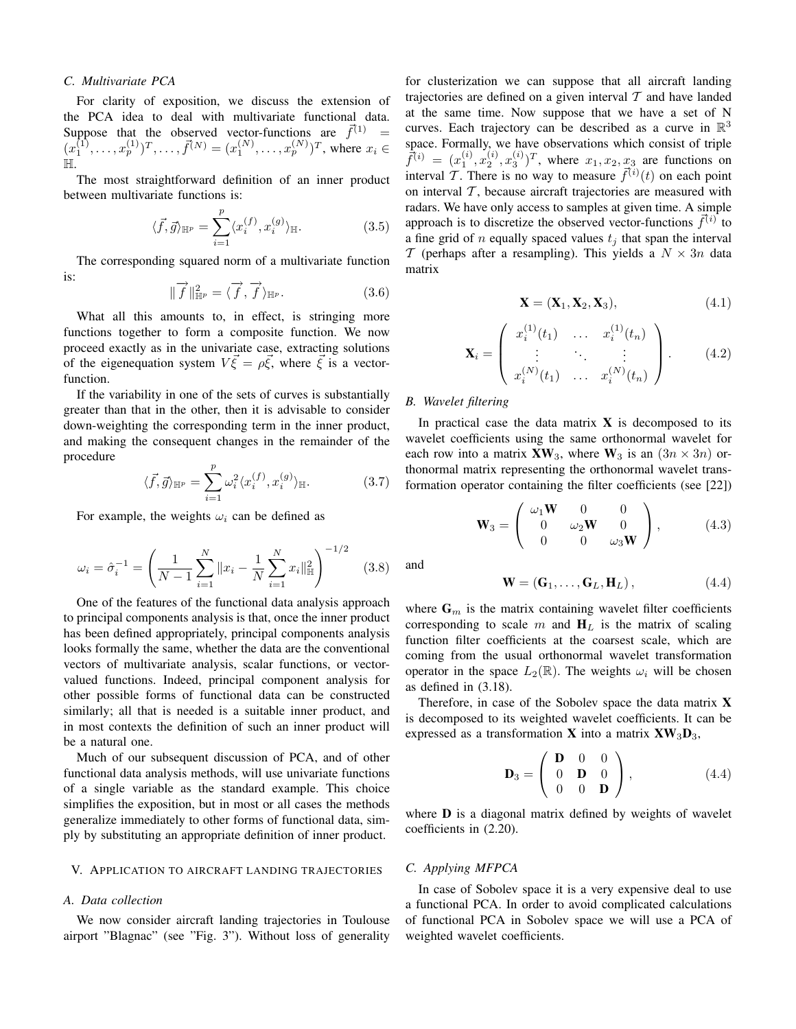### C. Multivariate PCA

For clarity of exposition, we discuss the extension of the PCA idea to deal with multivariate functional data. Suppose that the observed vector-functions are $\vec{f}^{(1)} = (x_1^{(1)}, \dots, x_p^{(1)})^T, \dots, \vec{f}^{(N)} = (x_1^{(N)}, \dots, x_p^{(N)})^T$, where $x_i \in \mathbb{H}$.

The most straightforward definition of an inner product between multivariate functions is:

$$\langle \vec{f}, \vec{g} \rangle_{\mathbb{H}^p} = \sum_{i=1}^{p} \langle x_i^{(f)}, x_i^{(g)} \rangle_{\mathbb{H}}. \tag{3.5}$$

The corresponding squared norm of a multivariate function is:

$$\| \overrightarrow{f} \|_{\mathbb{H}^p}^2 = \langle \overrightarrow{f}, \overrightarrow{f} \rangle_{\mathbb{H}^p}. \tag{3.6}$$

What all this amounts to, in effect, is stringing more functions together to form a composite function. We now proceed exactly as in the univariate case, extracting solutions of the eigenequation system $V\vec{\xi} = \rho\vec{\xi}$, where $\vec{\xi}$ is a vector-function.

If the variability in one of the sets of curves is substantially greater than that in the other, then it is advisable to consider down-weighting the corresponding term in the inner product, and making the consequent changes in the remainder of the procedure

$$\langle \vec{f}, \vec{g} \rangle_{\mathbb{H}^p} = \sum_{i=1}^{p} \omega_i^2 \langle x_i^{(f)}, x_i^{(g)} \rangle_{\mathbb{H}}. \tag{3.7}$$

For example, the weights $\omega_i$ can be defined as

$$\omega_i = \hat{\sigma}_i^{-1} = \left( \frac{1}{N-1} \sum_{i=1}^{N} \| x_i - \frac{1}{N} \sum_{i=1}^{N} x_i \|_{\mathbb{H}}^2 \right)^{-1/2} \tag{3.8}$$

One of the features of the functional data analysis approach to principal components analysis is that, once the inner product has been defined appropriately, principal components analysis looks formally the same, whether the data are the conventional vectors of multivariate analysis, scalar functions, or vector-valued functions. Indeed, principal component analysis for other possible forms of functional data can be constructed similarly; all that is needed is a suitable inner product, and in most contexts the definition of such an inner product will be a natural one.

Much of our subsequent discussion of PCA, and of other functional data analysis methods, will use univariate functions of a single variable as the standard example. This choice simplifies the exposition, but in most or all cases the methods generalize immediately to other forms of functional data, simply by substituting an appropriate definition of inner product.

## V. Application to aircraft landing trajectories

### A. Data collection

We now consider aircraft landing trajectories in Toulouse airport "Blagnac" (see "Fig. 3"). Without loss of generality for clusterization we can suppose that all aircraft landing trajectories are defined on a given interval $\mathcal{T}$ and have landed at the same time. Now suppose that we have a set of N curves. Each trajectory can be described as a curve in $\mathbb{R}^3$ space. Formally, we have observations which consist of triple $\vec{f}^{(i)} = (x_1^{(i)}, x_2^{(i)}, x_3^{(i)})^T$, where $x_1, x_2, x_3$ are functions on interval $\mathcal{T}$. There is no way to measure $\vec{f}^{(i)}(t)$ on each point on interval $\mathcal{T}$, because aircraft trajectories are measured with radars. We have only access to samples at given time. A simple approach is to discretize the observed vector-functions $\vec{f}^{(i)}$ to a fine grid of $n$ equally spaced values $t_j$ that span the interval $\mathcal{T}$ (perhaps after a resampling). This yields a $N \times 3n$ data matrix

$$\mathbf{X} = (\mathbf{X}_1, \mathbf{X}_2, \mathbf{X}_3), \tag{4.1}$$

$$\mathbf{X}_i = \begin{pmatrix} x_i^{(1)}(t_1) & \dots & x_i^{(1)}(t_n) \\ \vdots & \ddots & \vdots \\ x_i^{(N)}(t_1) & \dots & x_i^{(N)}(t_n) \end{pmatrix}. \tag{4.2}$$

### B. Wavelet filtering

In practical case the data matrix $\mathbf{X}$ is decomposed to its wavelet coefficients using the same orthonormal wavelet for each row into a matrix $\mathbf{X}\mathbf{W}_3$, where $\mathbf{W}_3$ is an $(3n \times 3n)$ orthonormal matrix representing the orthonormal wavelet transformation operator containing the filter coefficients (see [22])

$$\mathbf{W}_3 = \begin{pmatrix} \omega_1 \mathbf{W} & 0 & 0 \\ 0 & \omega_2 \mathbf{W} & 0 \\ 0 & 0 & \omega_3 \mathbf{W} \end{pmatrix}, \tag{4.3}$$

and

$$\mathbf{W} = (\mathbf{G}_1, \dots, \mathbf{G}_L, \mathbf{H}_L), \tag{4.4}$$

where $\mathbf{G}_m$ is the matrix containing wavelet filter coefficients corresponding to scale $m$ and $\mathbf{H}_L$ is the matrix of scaling function filter coefficients at the coarsest scale, which are coming from the usual orthonormal wavelet transformation operator in the space $L_2(\mathbb{R})$. The weights $\omega_i$ will be chosen as defined in (3.18).

Therefore, in case of the Sobolev space the data matrix $\mathbf{X}$ is decomposed to its weighted wavelet coefficients. It can be expressed as a transformation $\mathbf{X}$ into a matrix $\mathbf{X}\mathbf{W}_3\mathbf{D}_3$,

$$\mathbf{D}_3 = \begin{pmatrix} \mathbf{D} & 0 & 0 \\ 0 & \mathbf{D} & 0 \\ 0 & 0 & \mathbf{D} \end{pmatrix}, \tag{4.4}$$

where $\mathbf{D}$ is a diagonal matrix defined by weights of wavelet coefficients in (2.20).

### C. Applying MFPCA

In case of Sobolev space it is a very expensive deal to use a functional PCA. In order to avoid complicated calculations of functional PCA in Sobolev space we will use a PCA of weighted wavelet coefficients.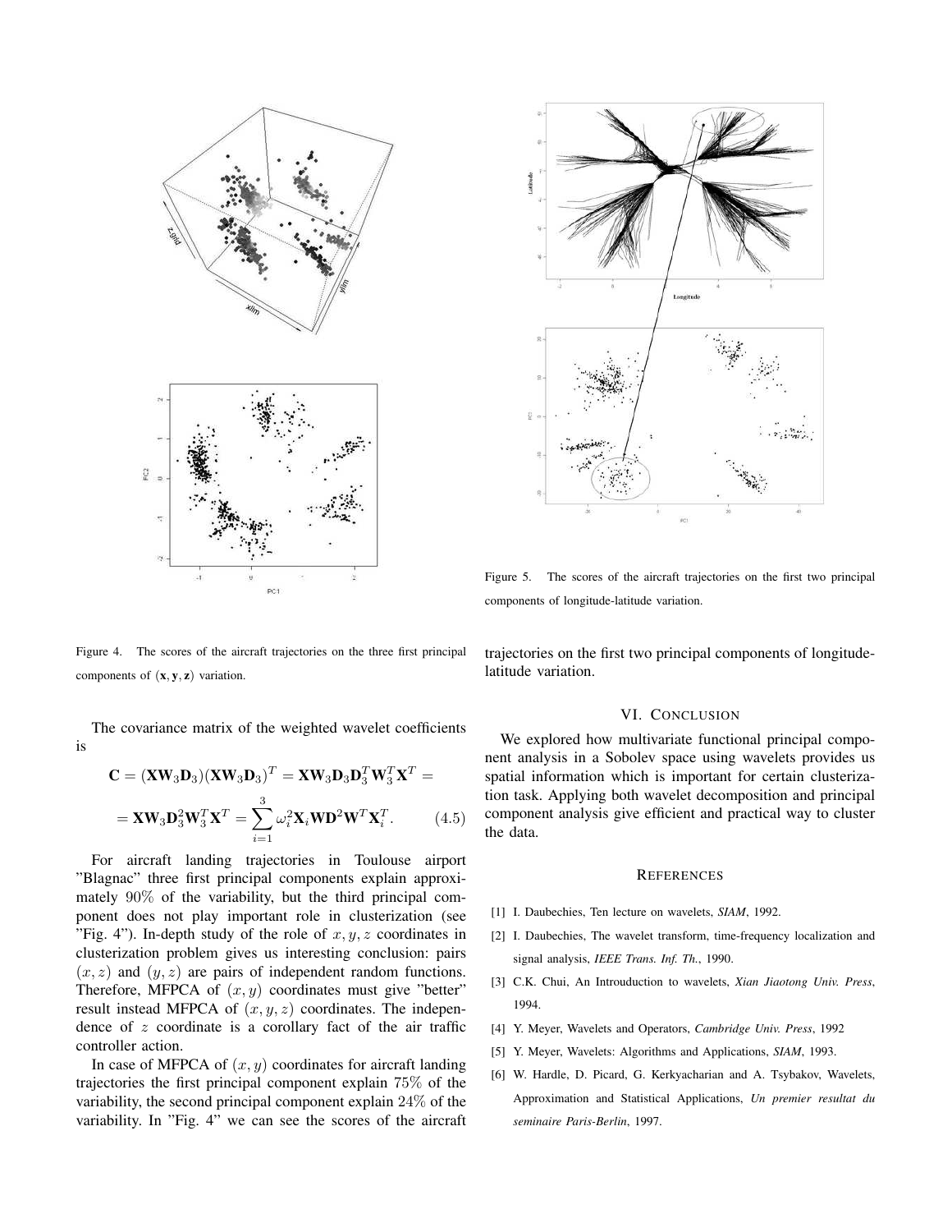Figure 4. The scores of the aircraft trajectories on the three first principal components of $(\mathbf{x}, \mathbf{y}, \mathbf{z})$ variation.

Figure 5. The scores of the aircraft trajectories on the first two principal components of longitude-latitude variation.

The covariance matrix of the weighted wavelet coefficients is

$$\mathbf{C} = (\mathbf{X}\mathbf{W}_3\mathbf{D}_3)(\mathbf{X}\mathbf{W}_3\mathbf{D}_3)^T = \mathbf{X}\mathbf{W}_3\mathbf{D}_3\mathbf{D}_3^T\mathbf{W}_3^T\mathbf{X}^T =$$

$$= \mathbf{X}\mathbf{W}_3\mathbf{D}_3^2\mathbf{W}_3^T\mathbf{X}^T = \sum_{i=1}^{3} \omega_i^2 \mathbf{X}_i \mathbf{W}\mathbf{D}^2\mathbf{W}^T\mathbf{X}_i^T. \qquad (4.5)$$

For aircraft landing trajectories in Toulouse airport "Blagnac" three first principal components explain approximately 90% of the variability, but the third principal component does not play important role in clusterization (see "Fig. 4"). In-depth study of the role of $x, y, z$ coordinates in clusterization problem gives us interesting conclusion: pairs $(x, z)$ and $(y, z)$ are pairs of independent random functions. Therefore, MFPCA of $(x, y)$ coordinates must give "better" result instead MFPCA of $(x, y, z)$ coordinates. The independence of $z$ coordinate is a corollary fact of the air traffic controller action.

In case of MFPCA of $(x, y)$ coordinates for aircraft landing trajectories the first principal component explain 75% of the variability, the second principal component explain 24% of the variability. In "Fig. 4" we can see the scores of the aircraft trajectories on the first two principal components of longitude-latitude variation.

## VI. Conclusion

We explored how multivariate functional principal component analysis in a Sobolev space using wavelets provides us spatial information which is important for certain clusterization task. Applying both wavelet decomposition and principal component analysis give efficient and practical way to cluster the data.

## References

[1] I. Daubechies, Ten lecture on wavelets, *SIAM*, 1992.

[2] I. Daubechies, The wavelet transform, time-frequency localization and signal analysis, *IEEE Trans. Inf. Th.*, 1990.

[3] C.K. Chui, An Introuduction to wavelets, *Xian Jiaotong Univ. Press*, 1994.

[4] Y. Meyer, Wavelets and Operators, *Cambridge Univ. Press*, 1992

[5] Y. Meyer, Wavelets: Algorithms and Applications, *SIAM*, 1993.

[6] W. Hardle, D. Picard, G. Kerkyacharian and A. Tsybakov, Wavelets, Approximation and Statistical Applications, *Un premier resultat du seminaire Paris-Berlin*, 1997.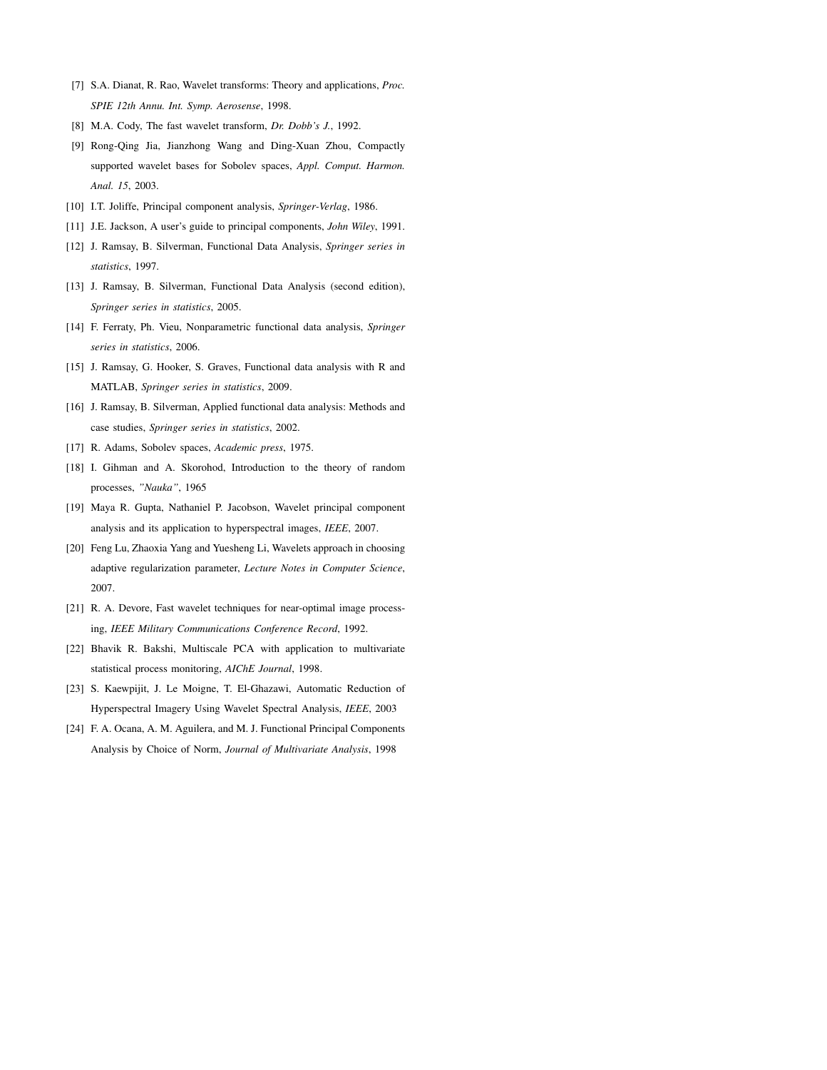[7] S.A. Dianat, R. Rao, Wavelet transforms: Theory and applications, *Proc. SPIE 12th Annu. Int. Symp. Aerosense*, 1998.

[8] M.A. Cody, The fast wavelet transform, *Dr. Dobb's J.*, 1992.

[9] Rong-Qing Jia, Jianzhong Wang and Ding-Xuan Zhou, Compactly supported wavelet bases for Sobolev spaces, *Appl. Comput. Harmon. Anal. 15*, 2003.

[10] I.T. Joliffe, Principal component analysis, *Springer-Verlag*, 1986.

[11] J.E. Jackson, A user's guide to principal components, *John Wiley*, 1991.

[12] J. Ramsay, B. Silverman, Functional Data Analysis, *Springer series in statistics*, 1997.

[13] J. Ramsay, B. Silverman, Functional Data Analysis (second edition), *Springer series in statistics*, 2005.

[14] F. Ferraty, Ph. Vieu, Nonparametric functional data analysis, *Springer series in statistics*, 2006.

[15] J. Ramsay, G. Hooker, S. Graves, Functional data analysis with R and MATLAB, *Springer series in statistics*, 2009.

[16] J. Ramsay, B. Silverman, Applied functional data analysis: Methods and case studies, *Springer series in statistics*, 2002.

[17] R. Adams, Sobolev spaces, *Academic press*, 1975.

[18] I. Gihman and A. Skorohod, Introduction to the theory of random processes, *"Nauka"*, 1965

[19] Maya R. Gupta, Nathaniel P. Jacobson, Wavelet principal component analysis and its application to hyperspectral images, *IEEE*, 2007.

[20] Feng Lu, Zhaoxia Yang and Yuesheng Li, Wavelets approach in choosing adaptive regularization parameter, *Lecture Notes in Computer Science*, 2007.

[21] R. A. Devore, Fast wavelet techniques for near-optimal image processing, *IEEE Military Communications Conference Record*, 1992.

[22] Bhavik R. Bakshi, Multiscale PCA with application to multivariate statistical process monitoring, *AIChE Journal*, 1998.

[23] S. Kaewpijit, J. Le Moigne, T. El-Ghazawi, Automatic Reduction of Hyperspectral Imagery Using Wavelet Spectral Analysis, *IEEE*, 2003

[24] F. A. Ocana, A. M. Aguilera, and M. J. Functional Principal Components Analysis by Choice of Norm, *Journal of Multivariate Analysis*, 1998